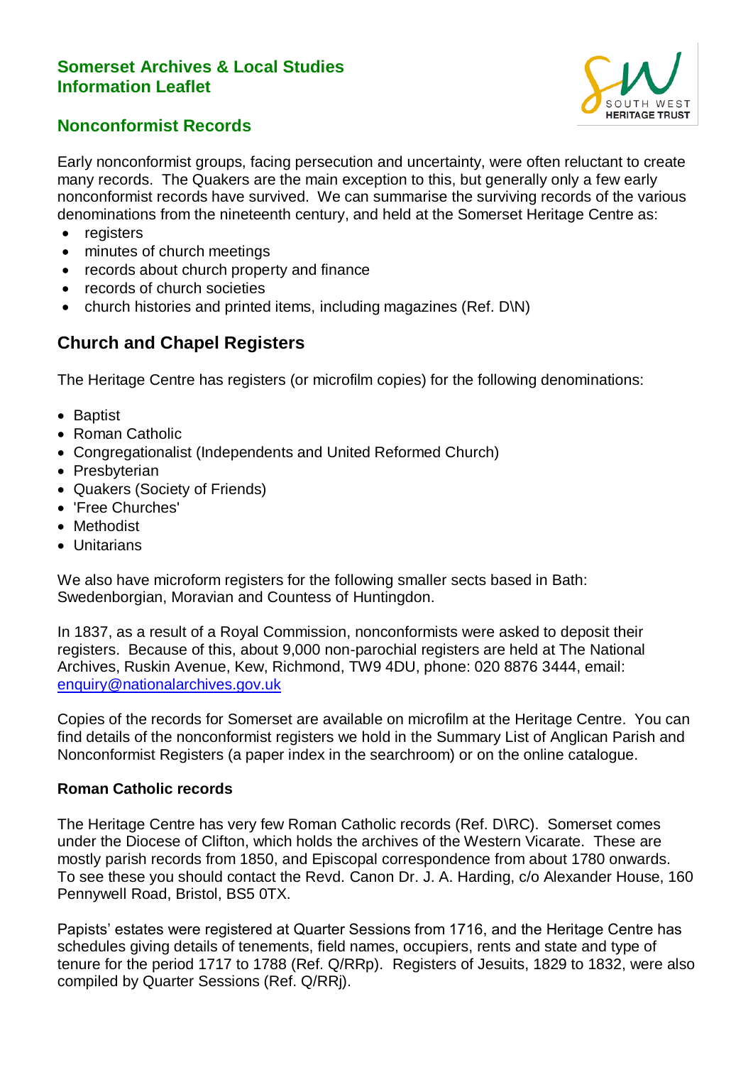# Somerset Archives & Local Studies Information Leaflet

## Nonconformist Records

Early nonconformist groups, facing persecution and uncertainty, were often reluctant to create many records. The Quakers are the main exception to this, but generally only a few early nonconformist records have survived. We can summarise the surviving records of the various denominations from the nineteenth century, and held at the Somerset Heritage Centre as:

- registers
- minutes of church meetings
- records about church property and finance
- records of church societies
- church histories and printed items, including magazines (Ref. D\N)

## Church and Chapel Registers

The Heritage Centre has registers (or microfilm copies) for the following denominations:

- Baptist
- Roman Catholic
- Congregationalist (Independents and United Reformed Church)
- Presbyterian
- Quakers (Society of Friends)
- 'Free Churches'
- Methodist
- Unitarians

We also have microform registers for the following smaller sects based in Bath: Swedenborgian, Moravian and Countess of Huntingdon.

In 1837, as a result of a Royal Commission, nonconformists were asked to deposit their registers. Because of this, about 9,000 non-parochial registers are held at The National Archives, Ruskin Avenue, Kew, Richmond, TW9 4DU, phone: 020 8876 3444, email: enquiry@nationalarchives.gov.uk

Copies of the records for Somerset are available on microfilm at the Heritage Centre. You can find details of the nonconformist registers we hold in the Summary List of Anglican Parish and Nonconformist Registers (a paper index in the searchroom) or on the online catalogue.

### Roman Catholic records

The Heritage Centre has very few Roman Catholic records (Ref. D\RC). Somerset comes under the Diocese of Clifton, which holds the archives of the Western Vicarate. These are mostly parish records from 1850, and Episcopal correspondence from about 1780 onwards. To see these you should contact the Revd. Canon Dr. J. A. Harding, c/o Alexander House, 160 Pennywell Road, Bristol, BS5 0TX.

Papists' estates were registered at Quarter Sessions from 1716, and the Heritage Centre has schedules giving details of tenements, field names, occupiers, rents and state and type of tenure for the period 1717 to 1788 (Ref. Q/RRp). Registers of Jesuits, 1829 to 1832, were also compiled by Quarter Sessions (Ref. Q/RRj).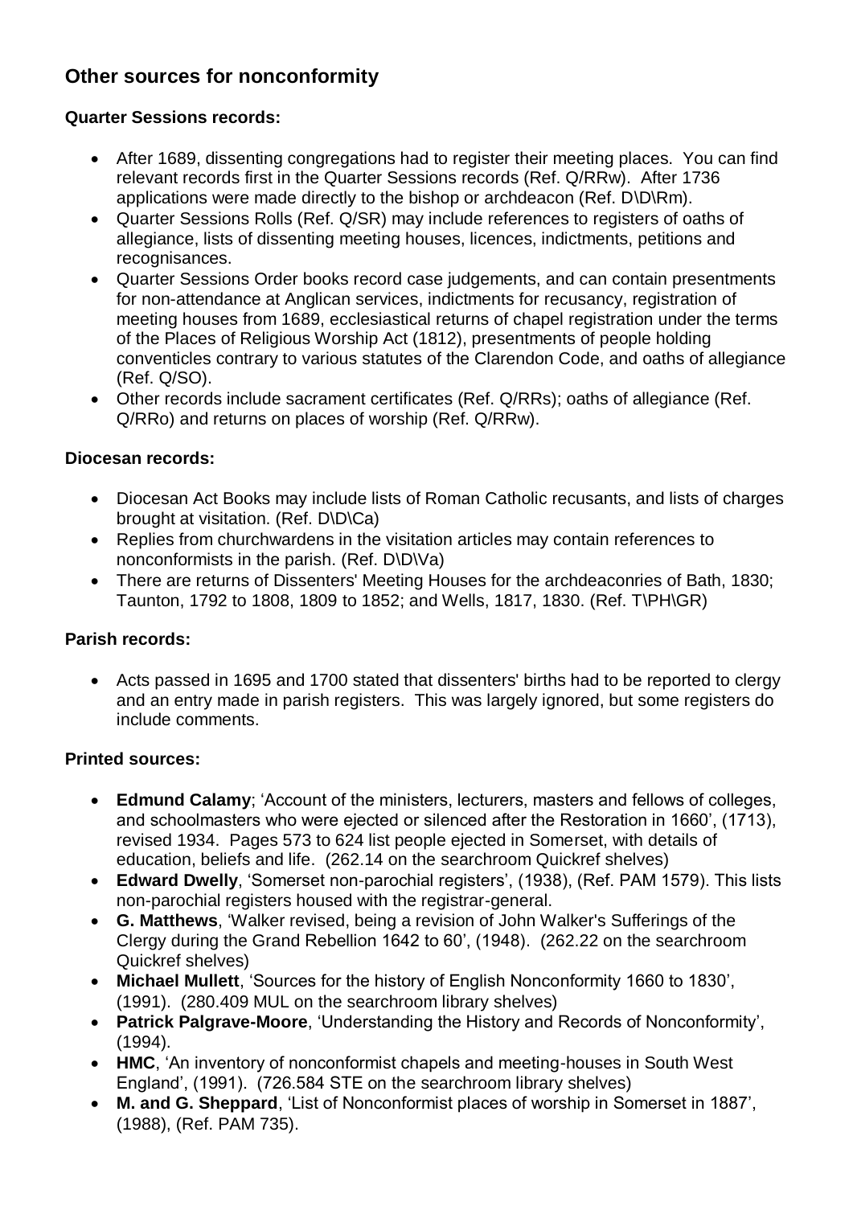## Other sources for nonconformity

**Quarter Sessions records:**

- After 1689, dissenting congregations had to register their meeting places. You can find relevant records first in the Quarter Sessions records (Ref. Q/RRw). After 1736 applications were made directly to the bishop or archdeacon (Ref. D\D\Rm).
- Quarter Sessions Rolls (Ref. Q/SR) may include references to registers of oaths of allegiance, lists of dissenting meeting houses, licences, indictments, petitions and recognisances.
- Quarter Sessions Order books record case judgements, and can contain presentments for non-attendance at Anglican services, indictments for recusancy, registration of meeting houses from 1689, ecclesiastical returns of chapel registration under the terms of the Places of Religious Worship Act (1812), presentments of people holding conventicles contrary to various statutes of the Clarendon Code, and oaths of allegiance (Ref. Q/SO).
- Other records include sacrament certificates (Ref. Q/RRs); oaths of allegiance (Ref. Q/RRo) and returns on places of worship (Ref. Q/RRw).

**Diocesan records:**

- Diocesan Act Books may include lists of Roman Catholic recusants, and lists of charges brought at visitation. (Ref. D\D\Ca)
- Replies from churchwardens in the visitation articles may contain references to nonconformists in the parish. (Ref. D\D\Va)
- There are returns of Dissenters' Meeting Houses for the archdeaconries of Bath, 1830; Taunton, 1792 to 1808, 1809 to 1852; and Wells, 1817, 1830. (Ref. T\PH\GR)

**Parish records:**

- Acts passed in 1695 and 1700 stated that dissenters' births had to be reported to clergy and an entry made in parish registers. This was largely ignored, but some registers do include comments.

**Printed sources:**

- **Edmund Calamy**; 'Account of the ministers, lecturers, masters and fellows of colleges, and schoolmasters who were ejected or silenced after the Restoration in 1660', (1713), revised 1934. Pages 573 to 624 list people ejected in Somerset, with details of education, beliefs and life. (262.14 on the searchroom Quickref shelves)
- **Edward Dwelly**, 'Somerset non-parochial registers', (1938), (Ref. PAM 1579). This lists non-parochial registers housed with the registrar-general.
- **G. Matthews**, 'Walker revised, being a revision of John Walker's Sufferings of the Clergy during the Grand Rebellion 1642 to 60', (1948). (262.22 on the searchroom Quickref shelves)
- **Michael Mullett**, 'Sources for the history of English Nonconformity 1660 to 1830', (1991). (280.409 MUL on the searchroom library shelves)
- **Patrick Palgrave-Moore**, 'Understanding the History and Records of Nonconformity', (1994).
- **HMC**, 'An inventory of nonconformist chapels and meeting-houses in South West England', (1991). (726.584 STE on the searchroom library shelves)
- **M. and G. Sheppard**, 'List of Nonconformist places of worship in Somerset in 1887', (1988), (Ref. PAM 735).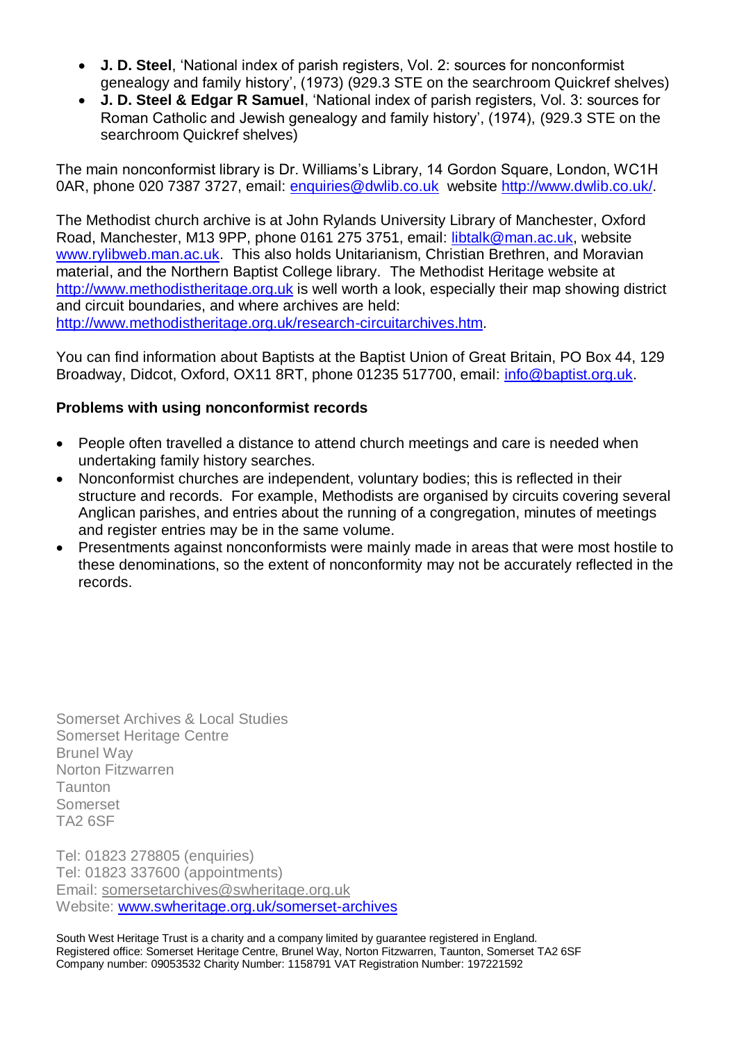- **J. D. Steel**, 'National index of parish registers, Vol. 2: sources for nonconformist genealogy and family history', (1973) (929.3 STE on the searchroom Quickref shelves)
- **J. D. Steel & Edgar R Samuel**, 'National index of parish registers, Vol. 3: sources for Roman Catholic and Jewish genealogy and family history', (1974), (929.3 STE on the searchroom Quickref shelves)

The main nonconformist library is Dr. Williams's Library, 14 Gordon Square, London, WC1H 0AR, phone 020 7387 3727, email: enquiries@dwlib.co.uk website http://www.dwlib.co.uk/.

The Methodist church archive is at John Rylands University Library of Manchester, Oxford Road, Manchester, M13 9PP, phone 0161 275 3751, email: libtalk@man.ac.uk, website www.rylibweb.man.ac.uk. This also holds Unitarianism, Christian Brethren, and Moravian material, and the Northern Baptist College library. The Methodist Heritage website at http://www.methodistheritage.org.uk is well worth a look, especially their map showing district and circuit boundaries, and where archives are held: http://www.methodistheritage.org.uk/research-circuitarchives.htm.

You can find information about Baptists at the Baptist Union of Great Britain, PO Box 44, 129 Broadway, Didcot, Oxford, OX11 8RT, phone 01235 517700, email: info@baptist.org.uk.

**Problems with using nonconformist records**

- People often travelled a distance to attend church meetings and care is needed when undertaking family history searches.
- Nonconformist churches are independent, voluntary bodies; this is reflected in their structure and records. For example, Methodists are organised by circuits covering several Anglican parishes, and entries about the running of a congregation, minutes of meetings and register entries may be in the same volume.
- Presentments against nonconformists were mainly made in areas that were most hostile to these denominations, so the extent of nonconformity may not be accurately reflected in the records.

Somerset Archives & Local Studies
Somerset Heritage Centre
Brunel Way
Norton Fitzwarren
Taunton
Somerset
TA2 6SF

Tel: 01823 278805 (enquiries)
Tel: 01823 337600 (appointments)
Email: somersetarchives@swheritage.org.uk
Website: www.swheritage.org.uk/somerset-archives

South West Heritage Trust is a charity and a company limited by guarantee registered in England.
Registered office: Somerset Heritage Centre, Brunel Way, Norton Fitzwarren, Taunton, Somerset TA2 6SF
Company number: 09053532 Charity Number: 1158791 VAT Registration Number: 197221592